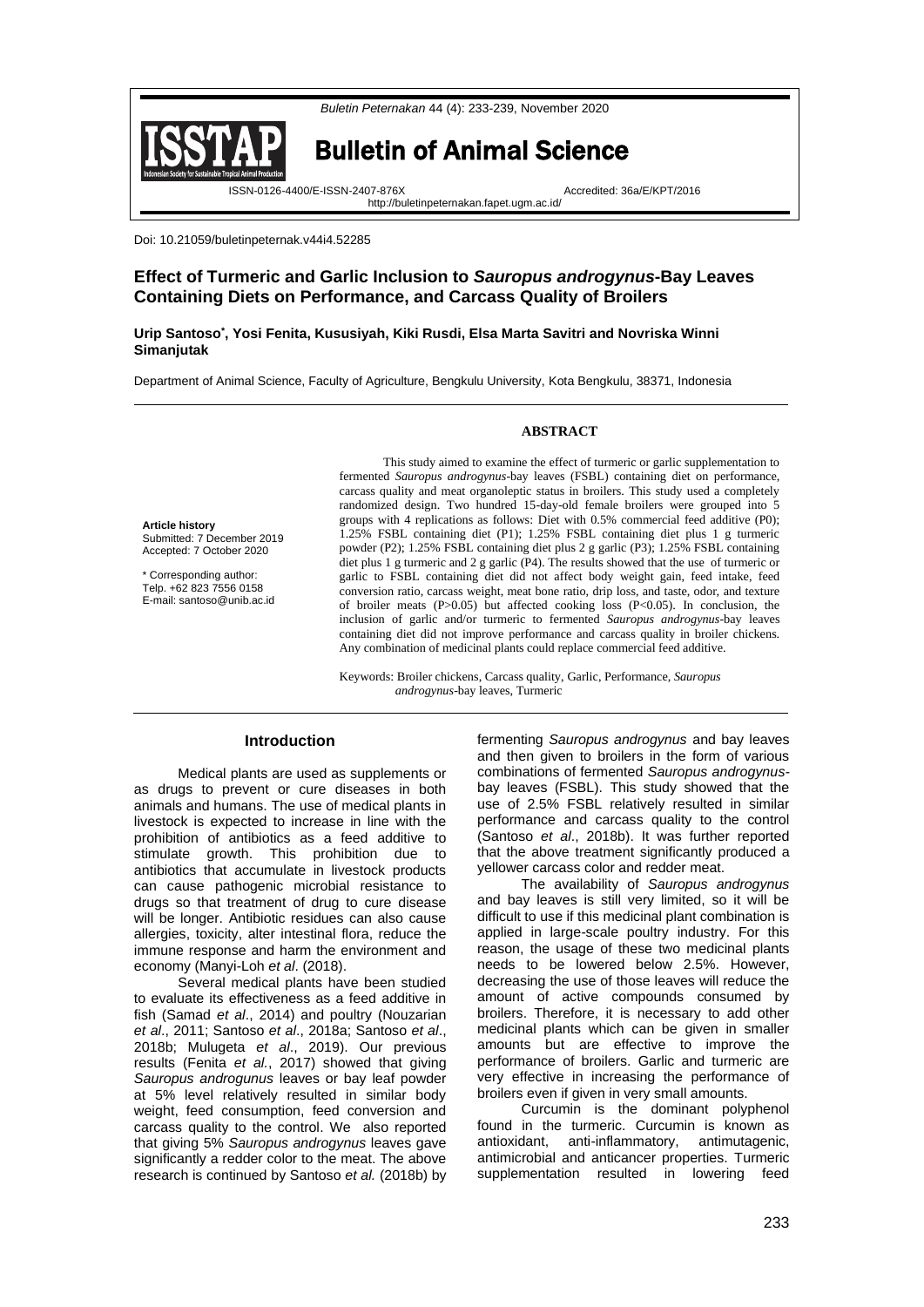Doi: 10.21059/buletinpeternak.v44i4.52285

# Effect of Turmeric and Garlic Inclusion to *Sauropus androgynus*-Bay Leaves Containing Diets on Performance, and Carcass Quality of Broilers

**Urip Santoso*, Yosi Fenita, Kususiyah, Kiki Rusdi, Elsa Marta Savitri and Novriska Winni Simanjutak**

Department of Animal Science, Faculty of Agriculture, Bengkulu University, Kota Bengkulu, 38371, Indonesia

**Article history**
Submitted: 7 December 2019
Accepted: 7 October 2020

\* Corresponding author:
Telp. +62 823 7556 0158
E-mail: santoso@unib.ac.id

## ABSTRACT

This study aimed to examine the effect of turmeric or garlic supplementation to fermented *Sauropus androgynus*-bay leaves (FSBL) containing diet on performance, carcass quality and meat organoleptic status in broilers. This study used a completely randomized design. Two hundred 15-day-old female broilers were grouped into 5 groups with 4 replications as follows: Diet with 0.5% commercial feed additive (P0); 1.25% FSBL containing diet (P1); 1.25% FSBL containing diet plus 1 g turmeric powder (P2); 1.25% FSBL containing diet plus 2 g garlic (P3); 1.25% FSBL containing diet plus 1 g turmeric and 2 g garlic (P4). The results showed that the use of turmeric or garlic to FSBL containing diet did not affect body weight gain, feed intake, feed conversion ratio, carcass weight, meat bone ratio, drip loss, and taste, odor, and texture of broiler meats ($P>0.05$) but affected cooking loss ($P<0.05$). In conclusion, the inclusion of garlic and/or turmeric to fermented *Sauropus androgynus*-bay leaves containing diet did not improve performance and carcass quality in broiler chickens. Any combination of medicinal plants could replace commercial feed additive.

Keywords: Broiler chickens, Carcass quality, Garlic, Performance, *Sauropus androgynus*-bay leaves, Turmeric

## Introduction

Medical plants are used as supplements or as drugs to prevent or cure diseases in both animals and humans. The use of medical plants in livestock is expected to increase in line with the prohibition of antibiotics as a feed additive to stimulate growth. This prohibition due to antibiotics that accumulate in livestock products can cause pathogenic microbial resistance to drugs so that treatment of drug to cure disease will be longer. Antibiotic residues can also cause allergies, toxicity, alter intestinal flora, reduce the immune response and harm the environment and economy (Manyi-Loh *et al*. (2018).

Several medical plants have been studied to evaluate its effectiveness as a feed additive in fish (Samad *et al*., 2014) and poultry (Nouzarian *et al.*, 2011; Santoso *et al*., 2018a; Santoso *et al*., 2018b; Mulugeta *et al*., 2019). Our previous results (Fenita *et al.*, 2017) showed that giving *Sauropus androgunus* leaves or bay leaf powder at 5% level relatively resulted in similar body weight, feed consumption, feed conversion and carcass quality to the control. We also reported that giving 5% *Sauropus androgynus* leaves gave significantly a redder color to the meat. The above research is continued by Santoso *et al.* (2018b) by fermenting *Sauropus androgynus* and bay leaves and then given to broilers in the form of various combinations of fermented *Sauropus androgynus*-bay leaves (FSBL). This study showed that the use of 2.5% FSBL relatively resulted in similar performance and carcass quality to the control (Santoso *et al*., 2018b). It was further reported that the above treatment significantly produced a yellower carcass color and redder meat.

The availability of *Sauropus androgynus* and bay leaves is still very limited, so it will be difficult to use if this medicinal plant combination is applied in large-scale poultry industry. For this reason, the usage of these two medicinal plants needs to be lowered below 2.5%. However, decreasing the use of those leaves will reduce the amount of active compounds consumed by broilers. Therefore, it is necessary to add other medicinal plants which can be given in smaller amounts but are effective to improve the performance of broilers. Garlic and turmeric are very effective in increasing the performance of broilers even if given in very small amounts.

Curcumin is the dominant polyphenol found in the turmeric. Curcumin is known as antioxidant, anti-inflammatory, antimutagenic, antimicrobial and anticancer properties. Turmeric supplementation resulted in lowering feed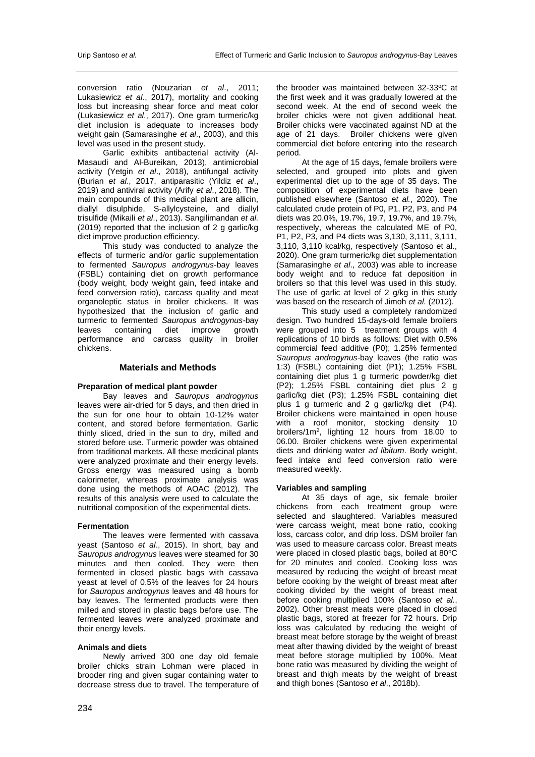conversion ratio (Nouzarian *et al*., 2011; Lukasiewicz *et al*., 2017), mortality and cooking loss but increasing shear force and meat color (Lukasiewicz *et al*., 2017). One gram turmeric/kg diet inclusion is adequate to increases body weight gain (Samarasinghe *et al*., 2003), and this level was used in the present study.

Garlic exhibits antibacterial activity (Al-Masaudi and Al-Bureikan, 2013), antimicrobial activity (Yetgin *et al*., 2018), antifungal activity (Burian *et al*., 2017, antiparasitic (Yildiz *et al*., 2019) and antiviral activity (Arify *et al*., 2018). The main compounds of this medical plant are allicin, diallyl disulphide, S-allylcysteine, and diallyl trisulfide (Mikaili *et al*., 2013). Sangilimandan *et al.* (2019) reported that the inclusion of 2 g garlic/kg diet improve production efficiency.

This study was conducted to analyze the effects of turmeric and/or garlic supplementation to fermented *Sauropus androgynus*-bay leaves (FSBL) containing diet on growth performance (body weight, body weight gain, feed intake and feed conversion ratio), carcass quality and meat organoleptic status in broiler chickens. It was hypothesized that the inclusion of garlic and turmeric to fermented *Sauropus androgynus*-bay leaves containing diet improve growth performance and carcass quality in broiler chickens.

## Materials and Methods

### Preparation of medical plant powder

Bay leaves and *Sauropus androgynus* leaves were air-dried for 5 days, and then dried in the sun for one hour to obtain 10-12% water content, and stored before fermentation. Garlic thinly sliced, dried in the sun to dry, milled and stored before use. Turmeric powder was obtained from traditional markets. All these medicinal plants were analyzed proximate and their energy levels. Gross energy was measured using a bomb calorimeter, whereas proximate analysis was done using the methods of AOAC (2012). The results of this analysis were used to calculate the nutritional composition of the experimental diets.

### Fermentation

The leaves were fermented with cassava yeast (Santoso *et al*., 2015). In short, bay and *Sauropus androgynus* leaves were steamed for 30 minutes and then cooled. They were then fermented in closed plastic bags with cassava yeast at level of 0.5% of the leaves for 24 hours for *Sauropus androgynus* leaves and 48 hours for bay leaves. The fermented products were then milled and stored in plastic bags before use. The fermented leaves were analyzed proximate and their energy levels.

### Animals and diets

Newly arrived 300 one day old female broiler chicks strain Lohman were placed in brooder ring and given sugar containing water to decrease stress due to travel. The temperature of the brooder was maintained between 32-33$^{o}$C at the first week and it was gradually lowered at the second week. At the end of second week the broiler chicks were not given additional heat. Broiler chicks were vaccinated against ND at the age of 21 days. Broiler chickens were given commercial diet before entering into the research period.

At the age of 15 days, female broilers were selected, and grouped into plots and given experimental diet up to the age of 35 days. The composition of experimental diets have been published elsewhere (Santoso *et al.*, 2020). The calculated crude protein of P0, P1, P2, P3, and P4 diets was 20.0%, 19.7%, 19.7, 19.7%, and 19.7%, respectively, whereas the calculated ME of P0, P1, P2, P3, and P4 diets was 3,130, 3,111, 3,111, 3,110, 3,110 kcal/kg, respectively (Santoso et al., 2020). One gram turmeric/kg diet supplementation (Samarasinghe *et al*., 2003) was able to increase body weight and to reduce fat deposition in broilers so that this level was used in this study. The use of garlic at level of 2 g/kg in this study was based on the research of Jimoh *et al.* (2012).

This study used a completely randomized design. Two hundred 15-days-old female broilers were grouped into 5 treatment groups with 4 replications of 10 birds as follows: Diet with 0.5% commercial feed additive (P0); 1.25% fermented *Sauropus androgynus*-bay leaves (the ratio was 1:3) (FSBL) containing diet (P1); 1.25% FSBL containing diet plus 1 g turmeric powder/kg diet (P2); 1.25% FSBL containing diet plus 2 g garlic/kg diet (P3); 1.25% FSBL containing diet plus 1 g turmeric and 2 g garlic/kg diet (P4). Broiler chickens were maintained in open house with a roof monitor, stocking density 10 broilers/1m$^{2}$, lighting 12 hours from 18.00 to 06.00. Broiler chickens were given experimental diets and drinking water *ad libitum*. Body weight, feed intake and feed conversion ratio were measured weekly.

### Variables and sampling

At 35 days of age, six female broiler chickens from each treatment group were selected and slaughtered. Variables measured were carcass weight, meat bone ratio, cooking loss, carcass color, and drip loss. DSM broiler fan was used to measure carcass color. Breast meats were placed in closed plastic bags, boiled at 80$^{o}$C for 20 minutes and cooled. Cooking loss was measured by reducing the weight of breast meat before cooking by the weight of breast meat after cooking divided by the weight of breast meat before cooking multiplied 100% (Santoso *et al.*, 2002). Other breast meats were placed in closed plastic bags, stored at freezer for 72 hours. Drip loss was calculated by reducing the weight of breast meat before storage by the weight of breast meat after thawing divided by the weight of breast meat before storage multiplied by 100%. Meat bone ratio was measured by dividing the weight of breast and thigh meats by the weight of breast and thigh bones (Santoso *et al*., 2018b).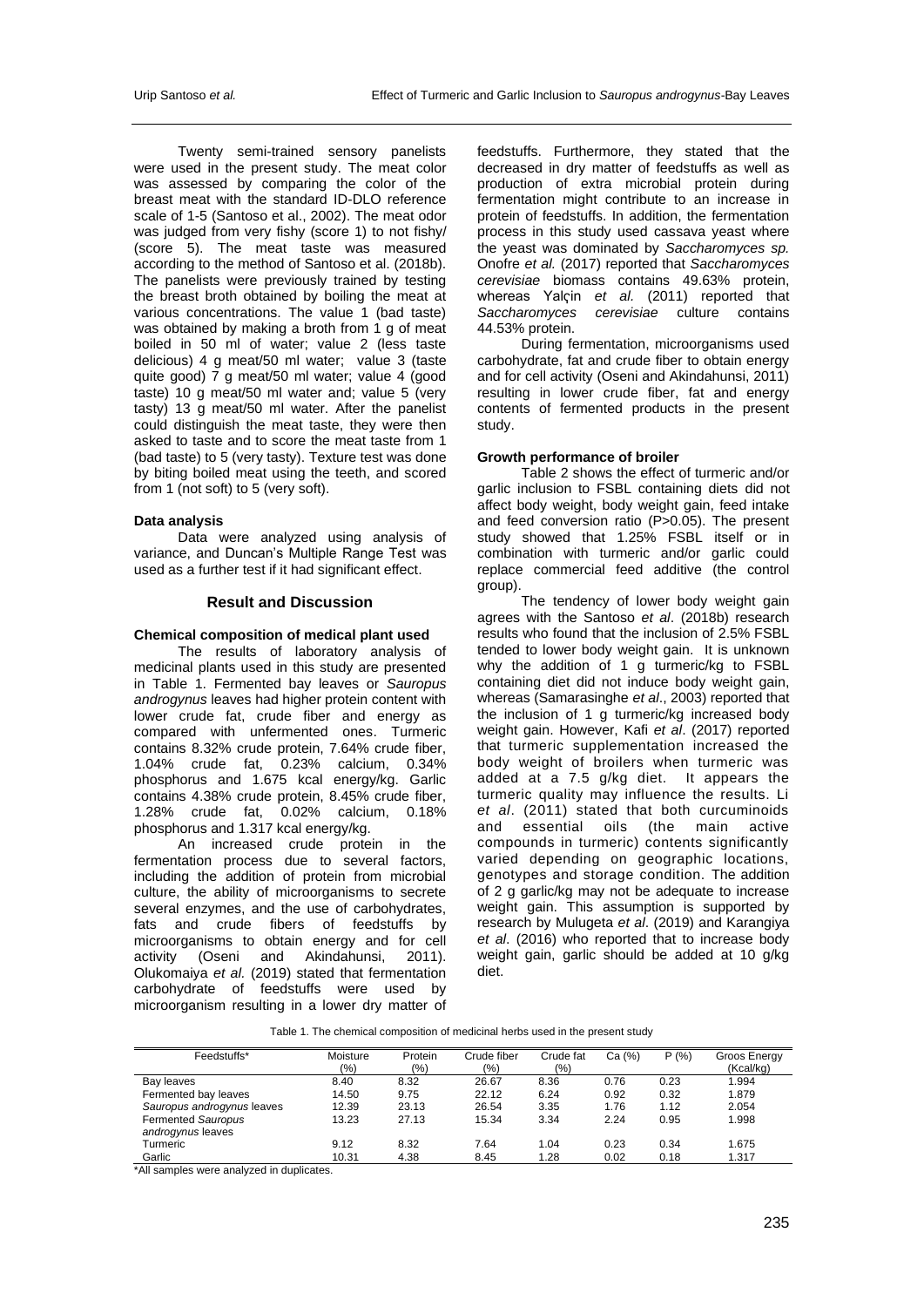Twenty semi-trained sensory panelists were used in the present study. The meat color was assessed by comparing the color of the breast meat with the standard ID-DLO reference scale of 1-5 (Santoso et al., 2002). The meat odor was judged from very fishy (score 1) to not fishy/ (score 5). The meat taste was measured according to the method of Santoso et al. (2018b). The panelists were previously trained by testing the breast broth obtained by boiling the meat at various concentrations. The value 1 (bad taste) was obtained by making a broth from 1 g of meat boiled in 50 ml of water; value 2 (less taste delicious) 4 g meat/50 ml water; value 3 (taste quite good) 7 g meat/50 ml water; value 4 (good taste) 10 g meat/50 ml water and; value 5 (very tasty) 13 g meat/50 ml water. After the panelist could distinguish the meat taste, they were then asked to taste and to score the meat taste from 1 (bad taste) to 5 (very tasty). Texture test was done by biting boiled meat using the teeth, and scored from 1 (not soft) to 5 (very soft).

#### Data analysis

Data were analyzed using analysis of variance, and Duncan's Multiple Range Test was used as a further test if it had significant effect.

## Result and Discussion

#### Chemical composition of medical plant used

The results of laboratory analysis of medicinal plants used in this study are presented in Table 1. Fermented bay leaves or *Sauropus androgynus* leaves had higher protein content with lower crude fat, crude fiber and energy as compared with unfermented ones. Turmeric contains 8.32% crude protein, 7.64% crude fiber, 1.04% crude fat, 0.23% calcium, 0.34% phosphorus and 1.675 kcal energy/kg. Garlic contains 4.38% crude protein, 8.45% crude fiber, 1.28% crude fat, 0.02% calcium, 0.18% phosphorus and 1.317 kcal energy/kg.

An increased crude protein in the fermentation process due to several factors, including the addition of protein from microbial culture, the ability of microorganisms to secrete several enzymes, and the use of carbohydrates, fats and crude fibers of feedstuffs by microorganisms to obtain energy and for cell activity (Oseni and Akindahunsi, 2011). Olukomaiya *et al.* (2019) stated that fermentation carbohydrate of feedstuffs were used by microorganism resulting in a lower dry matter of feedstuffs. Furthermore, they stated that the decreased in dry matter of feedstuffs as well as production of extra microbial protein during fermentation might contribute to an increase in protein of feedstuffs. In addition, the fermentation process in this study used cassava yeast where the yeast was dominated by *Saccharomyces sp.* Onofre *et al.* (2017) reported that *Saccharomyces cerevisiae* biomass contains 49.63% protein, whereas Yalçin *et al.* (2011) reported that *Saccharomyces cerevisiae* culture contains 44.53% protein.

During fermentation, microorganisms used carbohydrate, fat and crude fiber to obtain energy and for cell activity (Oseni and Akindahunsi, 2011) resulting in lower crude fiber, fat and energy contents of fermented products in the present study.

#### Growth performance of broiler

Table 2 shows the effect of turmeric and/or garlic inclusion to FSBL containing diets did not affect body weight, body weight gain, feed intake and feed conversion ratio (P>0.05). The present study showed that 1.25% FSBL itself or in combination with turmeric and/or garlic could replace commercial feed additive (the control group).

The tendency of lower body weight gain agrees with the Santoso *et al*. (2018b) research results who found that the inclusion of 2.5% FSBL tended to lower body weight gain. It is unknown why the addition of 1 g turmeric/kg to FSBL containing diet did not induce body weight gain, whereas (Samarasinghe *et al*., 2003) reported that the inclusion of 1 g turmeric/kg increased body weight gain. However, Kafi *et al*. (2017) reported that turmeric supplementation increased the body weight of broilers when turmeric was added at a 7.5 g/kg diet. It appears the turmeric quality may influence the results. Li *et al*. (2011) stated that both curcuminoids and essential oils (the main active compounds in turmeric) contents significantly varied depending on geographic locations, genotypes and storage condition. The addition of 2 g garlic/kg may not be adequate to increase weight gain. This assumption is supported by research by Mulugeta *et al*. (2019) and Karangiya *et al*. (2016) who reported that to increase body weight gain, garlic should be added at 10 g/kg diet.

Table 1. The chemical composition of medicinal herbs used in the present study

| Feedstuffs* | Moisture (%) | Protein (%) | Crude fiber (%) | Crude fat (%) | Ca (%) | P (%) | Groos Energy (Kcal/kg) |
|---|---|---|---|---|---|---|---|
| Bay leaves | 8.40 | 8.32 | 26.67 | 8.36 | 0.76 | 0.23 | 1.994 |
| Fermented bay leaves | 14.50 | 9.75 | 22.12 | 6.24 | 0.92 | 0.32 | 1.879 |
| *Sauropus androgynus* leaves | 12.39 | 23.13 | 26.54 | 3.35 | 1.76 | 1.12 | 2.054 |
| Fermented *Sauropus androgynus* leaves | 13.23 | 27.13 | 15.34 | 3.34 | 2.24 | 0.95 | 1.998 |
| Turmeric | 9.12 | 8.32 | 7.64 | 1.04 | 0.23 | 0.34 | 1.675 |
| Garlic | 10.31 | 4.38 | 8.45 | 1.28 | 0.02 | 0.18 | 1.317 |

*All samples were analyzed in duplicates.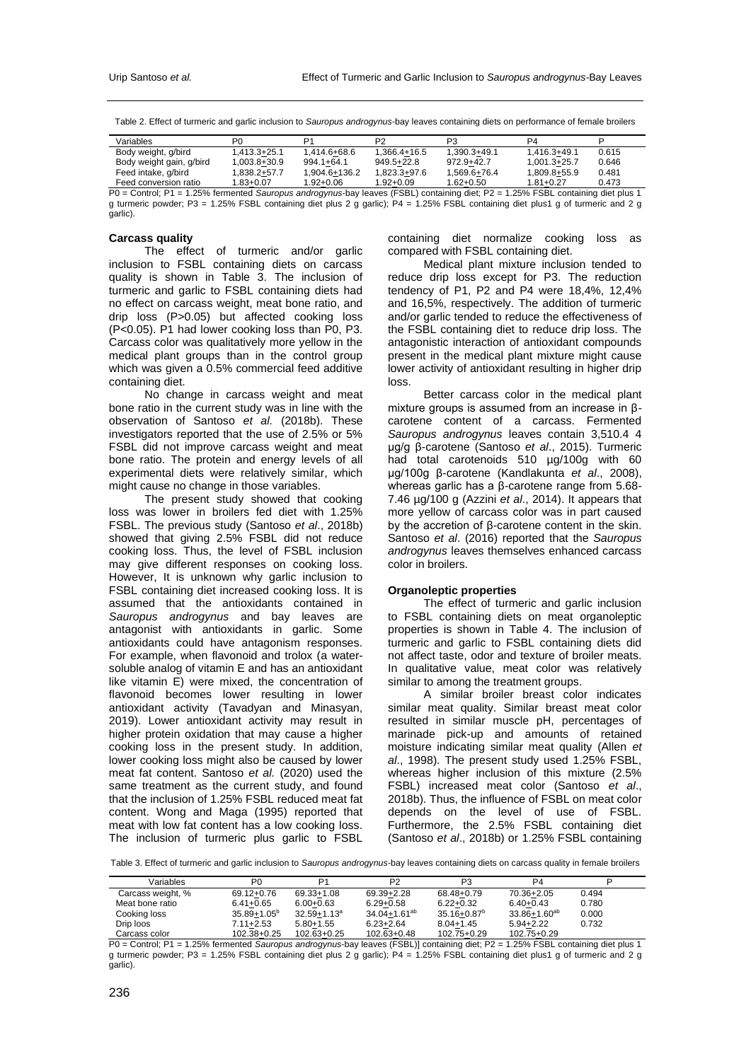Table 2. Effect of turmeric and garlic inclusion to *Sauropus androgynus*-bay leaves containing diets on performance of female broilers

| Variables | P0 | P1 | P2 | P3 | P4 | P |
|---|---|---|---|---|---|---|
| Body weight, g/bird | 1,413.3+25.1 | 1,414.6+68.6 | 1,366.4+16.5 | 1,390.3+49.1 | 1,416.3+49.1 | 0.615 |
| Body weight gain, g/bird | 1,003.8+30.9 | 994.1+64.1 | 949.5+22.8 | 972.9+42.7 | 1,001.3+25.7 | 0.646 |
| Feed intake, g/bird | 1,838.2+57.7 | 1,904.6+136.2 | 1,823.3+97.6 | 1,569.6+76.4 | 1,809.8+55.9 | 0.481 |
| Feed conversion ratio | 1.83+0.07 | 1.92+0.06 | 1.92+0.09 | 1.62+0.50 | 1.81+0.27 | 0.473 |

P0 = Control; P1 = 1.25% fermented *Sauropus androgynus*-bay leaves (FSBL) containing diet; P2 = 1.25% FSBL containing diet plus 1 g turmeric powder; P3 = 1.25% FSBL containing diet plus 2 g garlic); P4 = 1.25% FSBL containing diet plus1 g of turmeric and 2 g garlic).

**Carcass quality**

The effect of turmeric and/or garlic inclusion to FSBL containing diets on carcass quality is shown in Table 3. The inclusion of turmeric and garlic to FSBL containing diets had no effect on carcass weight, meat bone ratio, and drip loss (P>0.05) but affected cooking loss (P<0.05). P1 had lower cooking loss than P0, P3. Carcass color was qualitatively more yellow in the medical plant groups than in the control group which was given a 0.5% commercial feed additive containing diet.

No change in carcass weight and meat bone ratio in the current study was in line with the observation of Santoso *et al.* (2018b). These investigators reported that the use of 2.5% or 5% FSBL did not improve carcass weight and meat bone ratio. The protein and energy levels of all experimental diets were relatively similar, which might cause no change in those variables.

The present study showed that cooking loss was lower in broilers fed diet with 1.25% FSBL. The previous study (Santoso *et al*., 2018b) showed that giving 2.5% FSBL did not reduce cooking loss. Thus, the level of FSBL inclusion may give different responses on cooking loss. However, It is unknown why garlic inclusion to FSBL containing diet increased cooking loss. It is assumed that the antioxidants contained in *Sauropus androgynus* and bay leaves are antagonist with antioxidants in garlic. Some antioxidants could have antagonism responses. For example, when flavonoid and trolox (a water-soluble analog of vitamin E and has an antioxidant like vitamin E) were mixed, the concentration of flavonoid becomes lower resulting in lower antioxidant activity (Tavadyan and Minasyan, 2019). Lower antioxidant activity may result in higher protein oxidation that may cause a higher cooking loss in the present study. In addition, lower cooking loss might also be caused by lower meat fat content. Santoso *et al.* (2020) used the same treatment as the current study, and found that the inclusion of 1.25% FSBL reduced meat fat content. Wong and Maga (1995) reported that meat with low fat content has a low cooking loss. The inclusion of turmeric plus garlic to FSBL containing diet normalize cooking loss as compared with FSBL containing diet.

Medical plant mixture inclusion tended to reduce drip loss except for P3. The reduction tendency of P1, P2 and P4 were 18,4%, 12,4% and 16,5%, respectively. The addition of turmeric and/or garlic tended to reduce the effectiveness of the FSBL containing diet to reduce drip loss. The antagonistic interaction of antioxidant compounds present in the medical plant mixture might cause lower activity of antioxidant resulting in higher drip loss.

Better carcass color in the medical plant mixture groups is assumed from an increase in β-carotene content of a carcass. Fermented *Sauropus androgynus* leaves contain 3,510.4 4 μg/g β-carotene (Santoso *et al*., 2015). Turmeric had total carotenoids 510 μg/100g with 60 μg/100g β-carotene (Kandlakunta *et al*., 2008), whereas garlic has a β-carotene range from 5.68-7.46 μg/100 g (Azzini *et al*., 2014). It appears that more yellow of carcass color was in part caused by the accretion of β-carotene content in the skin. Santoso *et al*. (2016) reported that the *Sauropus androgynus* leaves themselves enhanced carcass color in broilers.

**Organoleptic properties**

The effect of turmeric and garlic inclusion to FSBL containing diets on meat organoleptic properties is shown in Table 4. The inclusion of turmeric and garlic to FSBL containing diets did not affect taste, odor and texture of broiler meats. In qualitative value, meat color was relatively similar to among the treatment groups.

A similar broiler breast color indicates similar meat quality. Similar breast meat color resulted in similar muscle pH, percentages of marinade pick-up and amounts of retained moisture indicating similar meat quality (Allen *et al*., 1998). The present study used 1.25% FSBL, whereas higher inclusion of this mixture (2.5% FSBL) increased meat color (Santoso *et al*., 2018b). Thus, the influence of FSBL on meat color depends on the level of use of FSBL. Furthermore, the 2.5% FSBL containing diet (Santoso *et al*., 2018b) or 1.25% FSBL containing

Table 3. Effect of turmeric and garlic inclusion to *Sauropus androgynus*-bay leaves containing diets on carcass quality in female broilers

| Variables | P0 | P1 | P2 | P3 | P4 | P |
|---|---|---|---|---|---|---|
| Carcass weight, % | 69.12+0.76 | 69.33+1.08 | 69.39+2.28 | 68.48+0.79 | 70.36+2.05 | 0.494 |
| Meat bone ratio | 6.41+0.65 | 6.00+0.63 | 6.29+0.58 | 6.22+0.32 | 6.40+0.43 | 0.780 |
| Cooking loss | 35.89+1.05[b] | 32.59+1.13[a] | 34.04+1.61[ab] | 35.16+0.87[b] | 33.86+1.60[ab] | 0.000 |
| Drip loos | 7.11+2.53 | 5.80+1.55 | 6.23+2.64 | 8.04+1.45 | 5.94+2.22 | 0.732 |
| Carcass color | 102.38+0.25 | 102.63+0.25 | 102.63+0.48 | 102.75+0.29 | 102.75+0.29 | |

P0 = Control; P1 = 1.25% fermented *Sauropus androgynus*-bay leaves (FSBL)] containing diet; P2 = 1.25% FSBL containing diet plus 1 g turmeric powder; P3 = 1.25% FSBL containing diet plus 2 g garlic); P4 = 1.25% FSBL containing diet plus1 g of turmeric and 2 g garlic).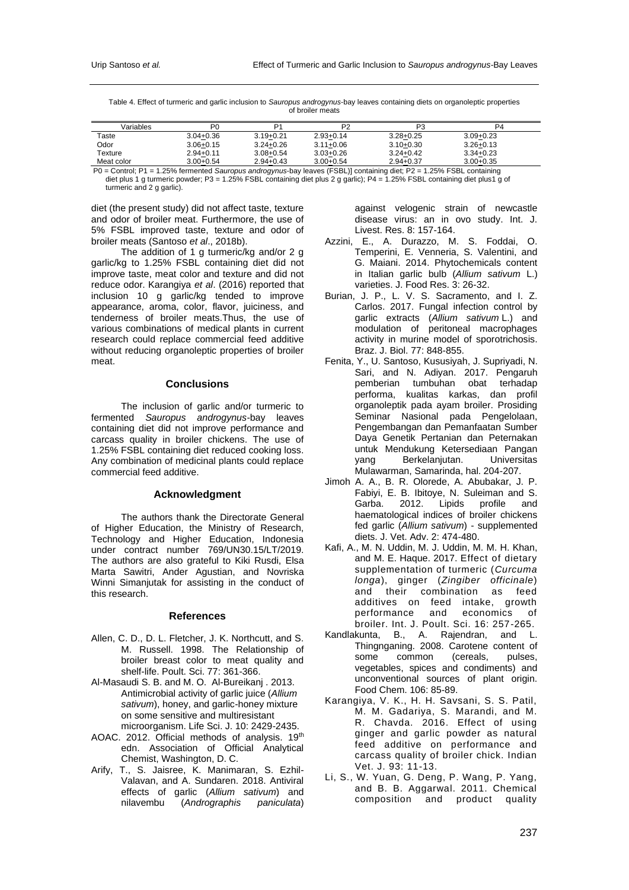Table 4. Effect of turmeric and garlic inclusion to *Sauropus androgynus*-bay leaves containing diets on organoleptic properties of broiler meats

| Variables | P0 | P1 | P2 | P3 | P4 |
|---|---|---|---|---|---|
| Taste | 3.04±0.36 | 3.19±0.21 | 2.93±0.14 | 3.28±0.25 | 3.09±0.23 |
| Odor | 3.06±0.15 | 3.24±0.26 | 3.11±0.06 | 3.10±0.30 | 3.26±0.13 |
| Texture | 2.94±0.11 | 3.08±0.54 | 3.03±0.26 | 3.24±0.42 | 3.34±0.23 |
| Meat color | 3.00±0.54 | 2.94±0.43 | 3.00±0.54 | 2.94±0.37 | 3.00±0.35 |

P0 = Control; P1 = 1.25% fermented *Sauropus androgynus*-bay leaves (FSBL)] containing diet; P2 = 1.25% FSBL containing diet plus 1 g turmeric powder; P3 = 1.25% FSBL containing diet plus 2 g garlic); P4 = 1.25% FSBL containing diet plus1 g of turmeric and 2 g garlic).

diet (the present study) did not affect taste, texture and odor of broiler meat. Furthermore, the use of 5% FSBL improved taste, texture and odor of broiler meats (Santoso *et al*., 2018b).

The addition of 1 g turmeric/kg and/or 2 g garlic/kg to 1.25% FSBL containing diet did not improve taste, meat color and texture and did not reduce odor. Karangiya *et al*. (2016) reported that inclusion 10 g garlic/kg tended to improve appearance, aroma, color, flavor, juiciness, and tenderness of broiler meats.Thus, the use of various combinations of medical plants in current research could replace commercial feed additive without reducing organoleptic properties of broiler meat.

## Conclusions

The inclusion of garlic and/or turmeric to fermented *Sauropus androgynus*-bay leaves containing diet did not improve performance and carcass quality in broiler chickens. The use of 1.25% FSBL containing diet reduced cooking loss. Any combination of medicinal plants could replace commercial feed additive.

## Acknowledgment

The authors thank the Directorate General of Higher Education, the Ministry of Research, Technology and Higher Education, Indonesia under contract number 769/UN30.15/LT/2019. The authors are also grateful to Kiki Rusdi, Elsa Marta Sawitri, Ander Agustian, and Novriska Winni Simanjutak for assisting in the conduct of this research.

## References

Allen, C. D., D. L. Fletcher, J. K. Northcutt, and S. M. Russell. 1998. The Relationship of broiler breast color to meat quality and shelf-life. Poult. Sci. 77: 361-366.

Al-Masaudi S. B. and M. O. Al-Bureikanj . 2013. Antimicrobial activity of garlic juice (*Allium sativum*), honey, and garlic-honey mixture on some sensitive and multiresistant microorganism. Life Sci. J. 10: 2429-2435.

AOAC. 2012. Official methods of analysis. 19th edn. Association of Official Analytical Chemist, Washington, D. C.

Arify, T., S. Jaisree, K. Manimaran, S. Ezhil-Valavan, and A. Sundaren. 2018. Antiviral effects of garlic (*Allium sativum*) and nilavembu (*Andrographis paniculata*) against velogenic strain of newcastle disease virus: an in ovo study. Int. J. Livest. Res. 8: 157-164.

Azzini, E., A. Durazzo, M. S. Foddai, O. Temperini, E. Venneria, S. Valentini, and G. Maiani. 2014. Phytochemicals content in Italian garlic bulb (*Allium sativum* L.) varieties. J. Food Res. 3: 26-32.

Burian, J. P., L. V. S. Sacramento, and I. Z. Carlos. 2017. Fungal infection control by garlic extracts (*Allium sativum* L.) and modulation of peritoneal macrophages activity in murine model of sporotrichosis. Braz. J. Biol. 77: 848-855.

Fenita, Y., U. Santoso, Kususiyah, J. Supriyadi, N. Sari, and N. Adiyan. 2017. Pengaruh pemberian tumbuhan obat terhadap performa, kualitas karkas, dan profil organoleptik pada ayam broiler. Prosiding Seminar Nasional pada Pengelolaan, Pengembangan dan Pemanfaatan Sumber Daya Genetik Pertanian dan Peternakan untuk Mendukung Ketersediaan Pangan yang Berkelanjutan. Universitas Mulawarman, Samarinda, hal. 204-207.

Jimoh A. A., B. R. Olorede, A. Abubakar, J. P. Fabiyi, E. B. Ibitoye, N. Suleiman and S. Garba. 2012. Lipids profile and haematological indices of broiler chickens fed garlic (*Allium sativum*) - supplemented diets. J. Vet. Adv. 2: 474-480.

Kafi, A., M. N. Uddin, M. J. Uddin, M. M. H. Khan, and M. E. Haque. 2017. Effect of dietary supplementation of turmeric (*Curcuma longa*), ginger (*Zingiber officinale*) and their combination as feed additives on feed intake, growth performance and economics of broiler. Int. J. Poult. Sci. 16: 257-265.

Kandlakunta, B., A. Rajendran, and L. Thingnganing. 2008. Carotene content of some common (cereals, pulses, vegetables, spices and condiments) and unconventional sources of plant origin. Food Chem. 106: 85-89.

Karangiya, V. K., H. H. Savsani, S. S. Patil, M. M. Gadariya, S. Marandi, and M. R. Chavda. 2016. Effect of using ginger and garlic powder as natural feed additive on performance and carcass quality of broiler chick. Indian Vet. J. 93: 11-13.

Li, S., W. Yuan, G. Deng, P. Wang, P. Yang, and B. B. Aggarwal. 2011. Chemical composition and product quality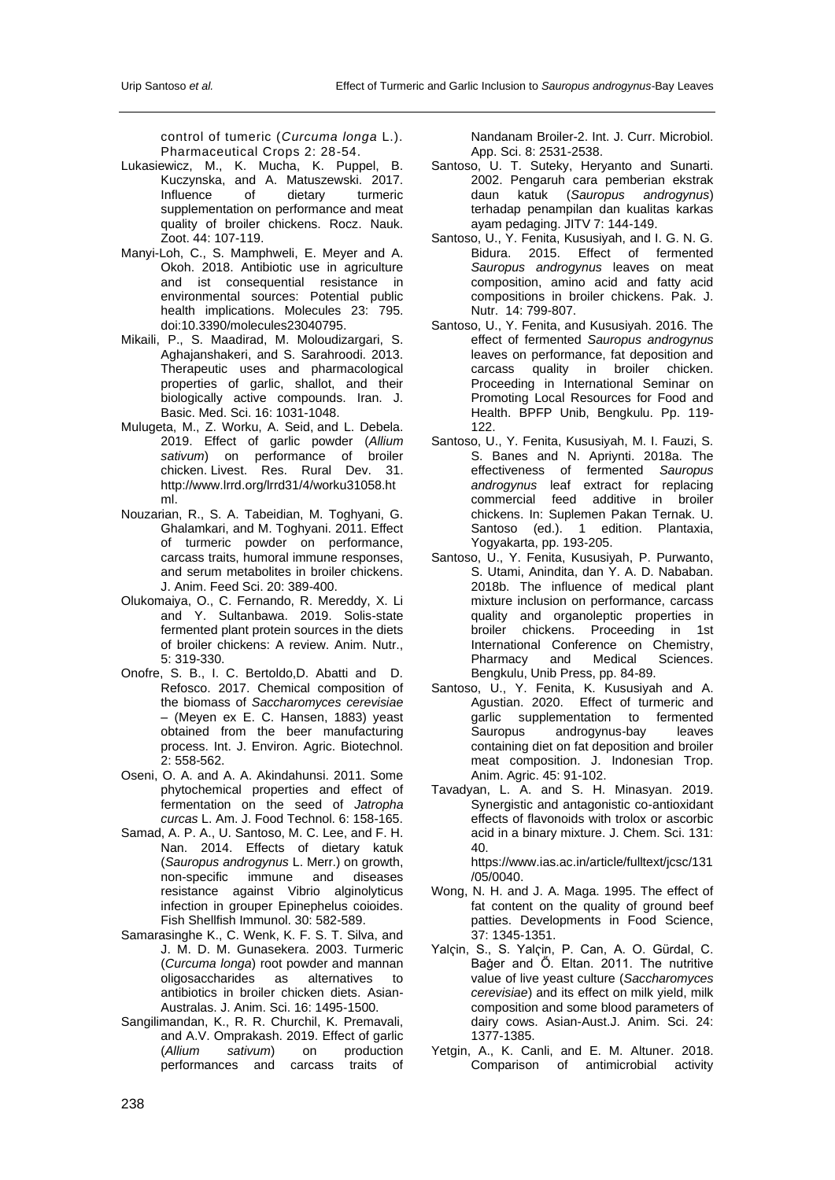control of tumeric (*Curcuma longa* L.). Pharmaceutical Crops 2: 28-54.

Lukasiewicz, M., K. Mucha, K. Puppel, B. Kuczynska, and A. Matuszewski. 2017. Influence of dietary turmeric supplementation on performance and meat quality of broiler chickens. Rocz. Nauk. Zoot. 44: 107-119.

Manyi-Loh, C., S. Mamphweli, E. Meyer and A. Okoh. 2018. Antibiotic use in agriculture and ist consequential resistance in environmental sources: Potential public health implications. Molecules 23: 795. doi:10.3390/molecules23040795.

Mikaili, P., S. Maadirad, M. Moloudizargari, S. Aghajanshakeri, and S. Sarahroodi. 2013. Therapeutic uses and pharmacological properties of garlic, shallot, and their biologically active compounds. Iran. J. Basic. Med. Sci. 16: 1031-1048.

Mulugeta, M., Z. Worku, A. Seid, and L. Debela. 2019. Effect of garlic powder (*Allium sativum*) on performance of broiler chicken. Livest. Res. Rural Dev. 31. http://www.lrrd.org/lrrd31/4/worku31058.html.

Nouzarian, R., S. A. Tabeidian, M. Toghyani, G. Ghalamkari, and M. Toghyani. 2011. Effect of turmeric powder on performance, carcass traits, humoral immune responses, and serum metabolites in broiler chickens. J. Anim. Feed Sci. 20: 389-400.

Olukomaiya, O., C. Fernando, R. Mereddy, X. Li and Y. Sultanbawa. 2019. Solis-state fermented plant protein sources in the diets of broiler chickens: A review. Anim. Nutr., 5: 319-330.

Onofre, S. B., I. C. Bertoldo,D. Abatti and D. Refosco. 2017. Chemical composition of the biomass of *Saccharomyces cerevisiae* – (Meyen ex E. C. Hansen, 1883) yeast obtained from the beer manufacturing process. Int. J. Environ. Agric. Biotechnol. 2: 558-562.

Oseni, O. A. and A. A. Akindahunsi. 2011. Some phytochemical properties and effect of fermentation on the seed of *Jatropha curcas* L. Am. J. Food Technol. 6: 158-165.

Samad, A. P. A., U. Santoso, M. C. Lee, and F. H. Nan. 2014. Effects of dietary katuk (*Sauropus androgynus* L. Merr.) on growth, non-specific immune and diseases resistance against Vibrio alginolyticus infection in grouper Epinephelus coioides. Fish Shellfish Immunol. 30: 582-589.

Samarasinghe K., C. Wenk, K. F. S. T. Silva, and J. M. D. M. Gunasekera. 2003. Turmeric (*Curcuma longa*) root powder and mannan oligosaccharides as alternatives to antibiotics in broiler chicken diets. Asian-Australas. J. Anim. Sci. 16: 1495-1500.

Sangilimandan, K., R. R. Churchil, K. Premavali, and A.V. Omprakash. 2019. Effect of garlic (*Allium sativum*) on production performances and carcass traits of Nandanam Broiler-2. Int. J. Curr. Microbiol. App. Sci. 8: 2531-2538.

Santoso, U. T. Suteky, Heryanto and Sunarti. 2002. Pengaruh cara pemberian ekstrak daun katuk (*Sauropus androgynus*) terhadap penampilan dan kualitas karkas ayam pedaging. JITV 7: 144-149.

Santoso, U., Y. Fenita, Kususiyah, and I. G. N. G. Bidura. 2015. Effect of fermented *Sauropus androgynus* leaves on meat composition, amino acid and fatty acid compositions in broiler chickens. Pak. J. Nutr. 14: 799-807.

Santoso, U., Y. Fenita, and Kususiyah. 2016. The effect of fermented *Sauropus androgynus* leaves on performance, fat deposition and carcass quality in broiler chicken. Proceeding in International Seminar on Promoting Local Resources for Food and Health. BPFP Unib, Bengkulu. Pp. 119-122.

Santoso, U., Y. Fenita, Kususiyah, M. I. Fauzi, S. S. Banes and N. Apriynti. 2018a. The effectiveness of fermented *Sauropus androgynus* leaf extract for replacing commercial feed additive in broiler chickens. In: Suplemen Pakan Ternak. U. Santoso (ed.). 1 edition. Plantaxia, Yogyakarta, pp. 193-205.

Santoso, U., Y. Fenita, Kususiyah, P. Purwanto, S. Utami, Anindita, dan Y. A. D. Nababan. 2018b. The influence of medical plant mixture inclusion on performance, carcass quality and organoleptic properties in broiler chickens. Proceeding in 1st International Conference on Chemistry, Pharmacy and Medical Sciences. Bengkulu, Unib Press, pp. 84-89.

Santoso, U., Y. Fenita, K. Kususiyah and A. Agustian. 2020. Effect of turmeric and garlic supplementation to fermented Sauropus androgynus-bay leaves containing diet on fat deposition and broiler meat composition. J. Indonesian Trop. Anim. Agric. 45: 91-102.

Tavadyan, L. A. and S. H. Minasyan. 2019. Synergistic and antagonistic co-antioxidant effects of flavonoids with trolox or ascorbic acid in a binary mixture. J. Chem. Sci. 131: 40. https://www.ias.ac.in/article/fulltext/jcsc/131/05/0040.

Wong, N. H. and J. A. Maga. 1995. The effect of fat content on the quality of ground beef patties. Developments in Food Science, 37: 1345-1351.

Yalçin, S., S. Yalçin, P. Can, A. O. Gürdal, C. Baġer and Ő. Eltan. 2011. The nutritive value of live yeast culture (*Saccharomyces cerevisiae*) and its effect on milk yield, milk composition and some blood parameters of dairy cows. Asian-Aust.J. Anim. Sci. 24: 1377-1385.

Yetgin, A., K. Canli, and E. M. Altuner. 2018. Comparison of antimicrobial activity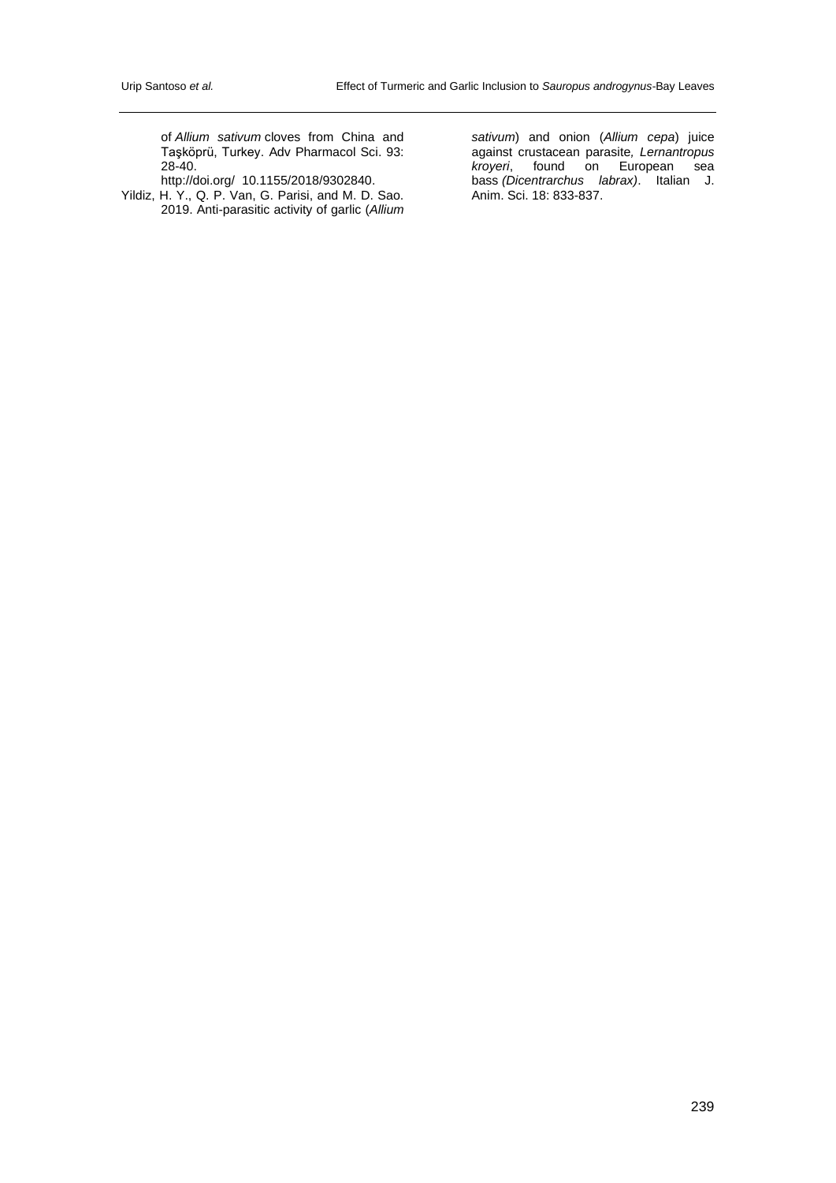of *Allium sativum* cloves from China and Taşköprü, Turkey. Adv Pharmacol Sci. 93: 28-40. http://doi.org/ 10.1155/2018/9302840.

Yildiz, H. Y., Q. P. Van, G. Parisi, and M. D. Sao. 2019. Anti-parasitic activity of garlic (*Allium sativum*) and onion (*Allium cepa*) juice against crustacean parasite, *Lernantropus kroyeri*, found on European sea bass *(Dicentrarchus labrax)*. Italian J. Anim. Sci. 18: 833-837.